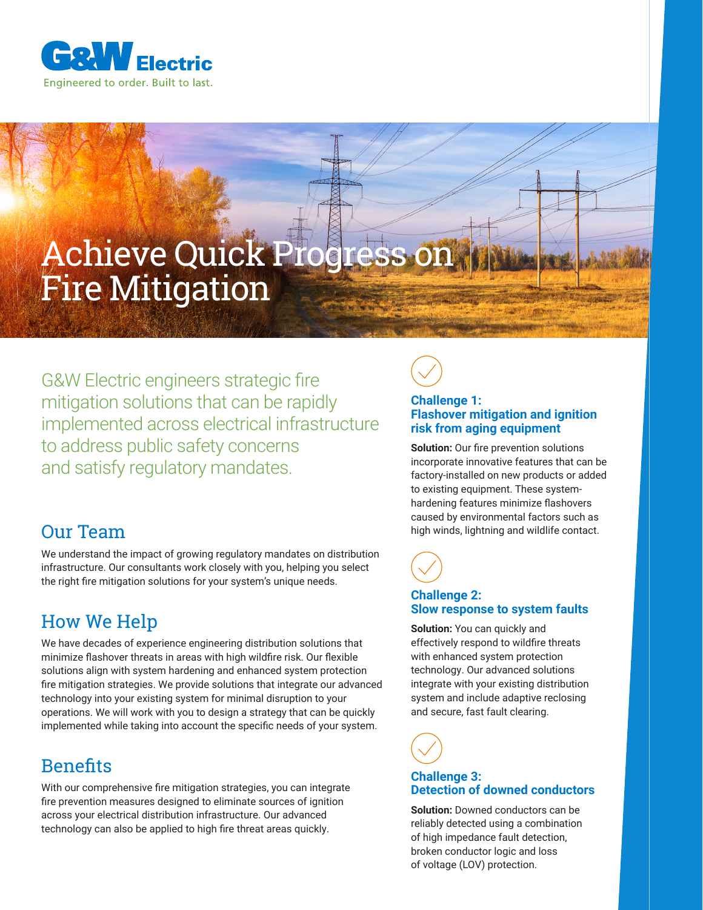G&W Electric

Engineered to order. Built to last.

# Achieve Quick Progress on Fire Mitigation

G&W Electric engineers strategic fire mitigation solutions that can be rapidly implemented across electrical infrastructure to address public safety concerns and satisfy regulatory mandates.

## Our Team

We understand the impact of growing regulatory mandates on distribution infrastructure. Our consultants work closely with you, helping you select the right fire mitigation solutions for your system's unique needs.

## How We Help

We have decades of experience engineering distribution solutions that minimize flashover threats in areas with high wildfire risk. Our flexible solutions align with system hardening and enhanced system protection fire mitigation strategies. We provide solutions that integrate our advanced technology into your existing system for minimal disruption to your operations. We will work with you to design a strategy that can be quickly implemented while taking into account the specific needs of your system.

## Benefits

With our comprehensive fire mitigation strategies, you can integrate fire prevention measures designed to eliminate sources of ignition across your electrical distribution infrastructure. Our advanced technology can also be applied to high fire threat areas quickly.

### Challenge 1: Flashover mitigation and ignition risk from aging equipment

**Solution:** Our fire prevention solutions incorporate innovative features that can be factory-installed on new products or added to existing equipment. These system-hardening features minimize flashovers caused by environmental factors such as high winds, lightning and wildlife contact.

### Challenge 2: Slow response to system faults

**Solution:** You can quickly and effectively respond to wildfire threats with enhanced system protection technology. Our advanced solutions integrate with your existing distribution system and include adaptive reclosing and secure, fast fault clearing.

### Challenge 3: Detection of downed conductors

**Solution:** Downed conductors can be reliably detected using a combination of high impedance fault detection, broken conductor logic and loss of voltage (LOV) protection.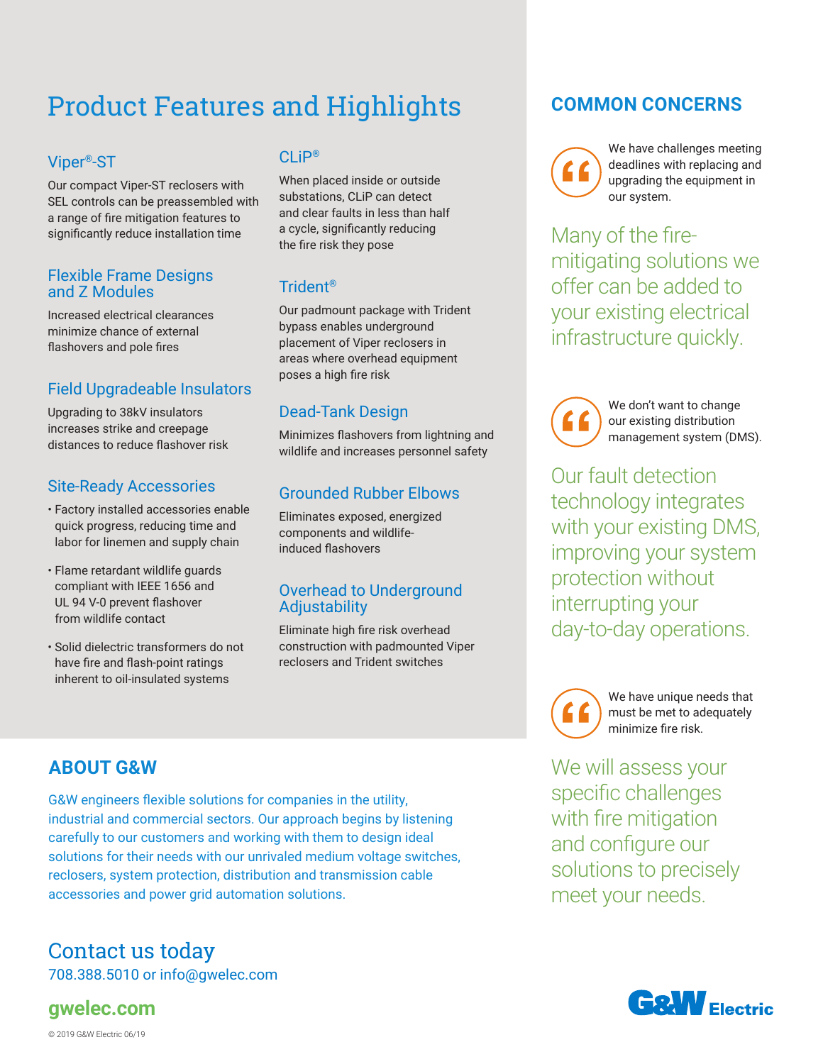# Product Features and Highlights

### Viper®-ST

Our compact Viper-ST reclosers with SEL controls can be preassembled with a range of fire mitigation features to significantly reduce installation time

### Flexible Frame Designs and Z Modules

Increased electrical clearances minimize chance of external flashovers and pole fires

### Field Upgradeable Insulators

Upgrading to 38kV insulators increases strike and creepage distances to reduce flashover risk

### Site-Ready Accessories

- Factory installed accessories enable quick progress, reducing time and labor for linemen and supply chain
- Flame retardant wildlife guards compliant with IEEE 1656 and UL 94 V-0 prevent flashover from wildlife contact
- Solid dielectric transformers do not have fire and flash-point ratings inherent to oil-insulated systems

### CLiP®

When placed inside or outside substations, CLiP can detect and clear faults in less than half a cycle, significantly reducing the fire risk they pose

### Trident®

Our padmount package with Trident bypass enables underground placement of Viper reclosers in areas where overhead equipment poses a high fire risk

### Dead-Tank Design

Minimizes flashovers from lightning and wildlife and increases personnel safety

### Grounded Rubber Elbows

Eliminates exposed, energized components and wildlife-induced flashovers

### Overhead to Underground Adjustability

Eliminate high fire risk overhead construction with padmounted Viper reclosers and Trident switches

## ABOUT G&W

G&W engineers flexible solutions for companies in the utility, industrial and commercial sectors. Our approach begins by listening carefully to our customers and working with them to design ideal solutions for their needs with our unrivaled medium voltage switches, reclosers, system protection, distribution and transmission cable accessories and power grid automation solutions.

## COMMON CONCERNS

> We have challenges meeting deadlines with replacing and upgrading the equipment in our system.

Many of the fire-mitigating solutions we offer can be added to your existing electrical infrastructure quickly.

> We don't want to change our existing distribution management system (DMS).

Our fault detection technology integrates with your existing DMS, improving your system protection without interrupting your day-to-day operations.

> We have unique needs that must be met to adequately minimize fire risk.

We will assess your specific challenges with fire mitigation and configure our solutions to precisely meet your needs.

## Contact us today

708.388.5010 or info@gwelec.com

**gwelec.com**

G&W Electric

© 2019 G&W Electric 06/19